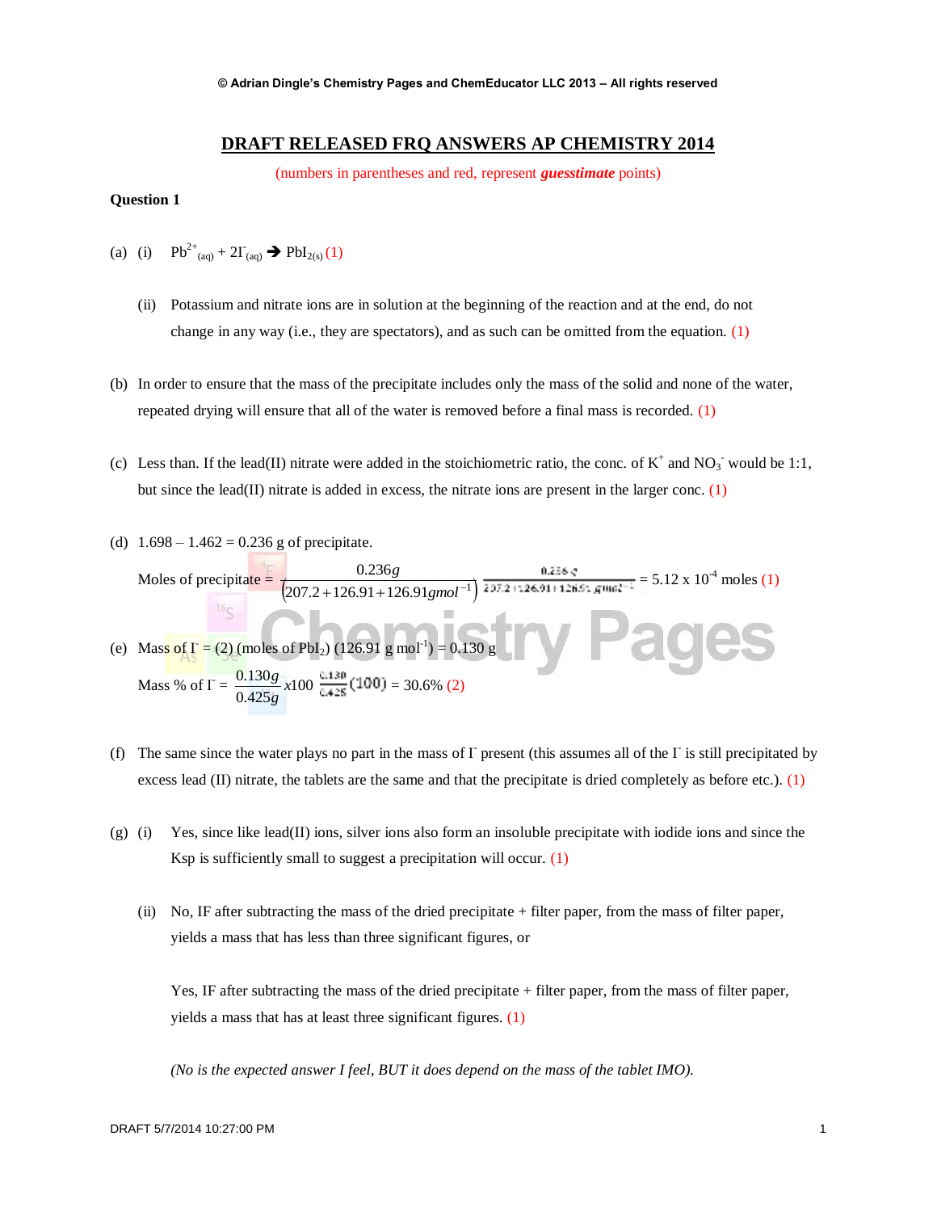© Adrian Dingle's Chemistry Pages and ChemEducator LLC 2013 – All rights reserved

# DRAFT RELEASED FRQ ANSWERS AP CHEMISTRY 2014

(numbers in parentheses and red, represent ***guesstimate*** points)

**Question 1**

(a) (i) $Pb^{2+}_{(aq)} + 2I^{-}_{(aq)} \rightarrow PbI_{2(s)}$ (1)

(ii) Potassium and nitrate ions are in solution at the beginning of the reaction and at the end, do not change in any way (i.e., they are spectators), and as such can be omitted from the equation. (1)

(b) In order to ensure that the mass of the precipitate includes only the mass of the solid and none of the water, repeated drying will ensure that all of the water is removed before a final mass is recorded. (1)

(c) Less than. If the lead(II) nitrate were added in the stoichiometric ratio, the conc. of $K^{+}$ and $NO_3^{-}$ would be 1:1, but since the lead(II) nitrate is added in excess, the nitrate ions are present in the larger conc. (1)

(d) 1.698 – 1.462 = 0.236 g of precipitate.

Moles of precipitate = $\dfrac{0.236g}{(207.2 + 126.91 + 126.91 g mol^{-1})}$ = 5.12 x $10^{-4}$ moles (1)

(e) Mass of $I^{-}$ = (2) (moles of $PbI_2$) (126.91 g $mol^{-1}$) = 0.130 g

Mass % of $I^{-}$ = $\dfrac{0.130g}{0.425g} x100$ = 30.6% (2)

(f) The same since the water plays no part in the mass of $I^{-}$ present (this assumes all of the $I^{-}$ is still precipitated by excess lead (II) nitrate, the tablets are the same and that the precipitate is dried completely as before etc.). (1)

(g) (i) Yes, since like lead(II) ions, silver ions also form an insoluble precipitate with iodide ions and since the Ksp is sufficiently small to suggest a precipitation will occur. (1)

(ii) No, IF after subtracting the mass of the dried precipitate + filter paper, from the mass of filter paper, yields a mass that has less than three significant figures, or

Yes, IF after subtracting the mass of the dried precipitate + filter paper, from the mass of filter paper, yields a mass that has at least three significant figures. (1)

*(No is the expected answer I feel, BUT it does depend on the mass of the tablet IMO).*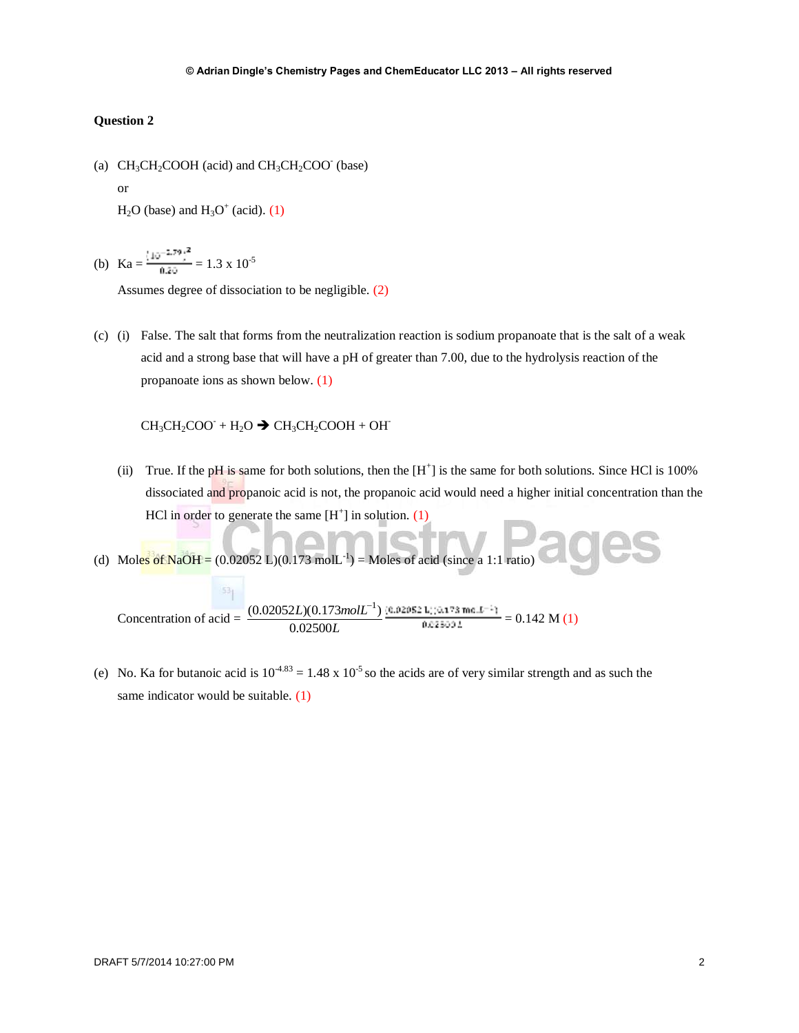**Question 2**

(a) $CH_3CH_2COOH$ (acid) and $CH_3CH_2COO^-$ (base)

or

$H_2O$ (base) and $H_3O^+$ (acid). (1)

(b) Ka = $\frac{(10^{-2.79})^2}{0.20}$ = 1.3 x $10^{-5}$

Assumes degree of dissociation to be negligible. (2)

(c) (i) False. The salt that forms from the neutralization reaction is sodium propanoate that is the salt of a weak acid and a strong base that will have a pH of greater than 7.00, due to the hydrolysis reaction of the propanoate ions as shown below. (1)

$$CH_3CH_2COO^- + H_2O \rightarrow CH_3CH_2COOH + OH^-$$

(ii) True. If the pH is same for both solutions, then the $[H^+]$ is the same for both solutions. Since HCl is 100% dissociated and propanoic acid is not, the propanoic acid would need a higher initial concentration than the HCl in order to generate the same $[H^+]$ in solution. (1)

(d) Moles of NaOH = (0.02052 L)(0.173 mol$L^{-1}$) = Moles of acid (since a 1:1 ratio)

Concentration of acid = $\frac{(0.02052L)(0.173molL^{-1})}{0.02500L}$ $\frac{(0.02052\ L)(0.173\ molL^{-1})}{0.02500\ L}$ = 0.142 M (1)

(e) No. Ka for butanoic acid is $10^{-4.83}$ = 1.48 x $10^{-5}$ so the acids are of very similar strength and as such the same indicator would be suitable. (1)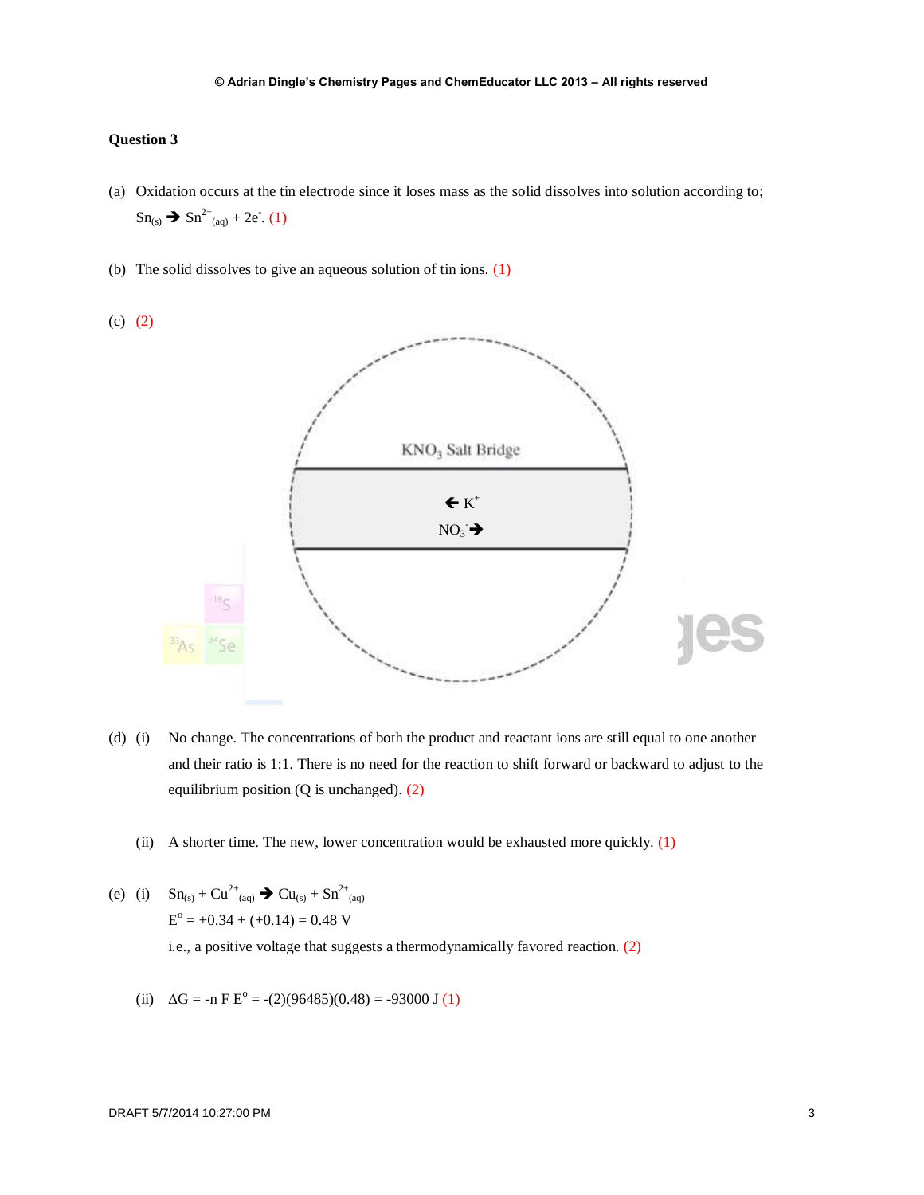**Question 3**

(a) Oxidation occurs at the tin electrode since it loses mass as the solid dissolves into solution according to;
$Sn_{(s)} \rightarrow Sn^{2+}_{(aq)} + 2e^{-}$. (1)

(b) The solid dissolves to give an aqueous solution of tin ions. (1)

(c) (2)

KNO$_3$ Salt Bridge

← $K^+$

$NO_3^-$ →

(d) (i) No change. The concentrations of both the product and reactant ions are still equal to one another and their ratio is 1:1. There is no need for the reaction to shift forward or backward to adjust to the equilibrium position (Q is unchanged). (2)

(ii) A shorter time. The new, lower concentration would be exhausted more quickly. (1)

(e) (i) $Sn_{(s)} + Cu^{2+}_{(aq)} \rightarrow Cu_{(s)} + Sn^{2+}_{(aq)}$

$E^o = +0.34 + (+0.14) = 0.48$ V

i.e., a positive voltage that suggests a thermodynamically favored reaction. (2)

(ii) $\Delta G = -n F E^o = -(2)(96485)(0.48) = -93000$ J (1)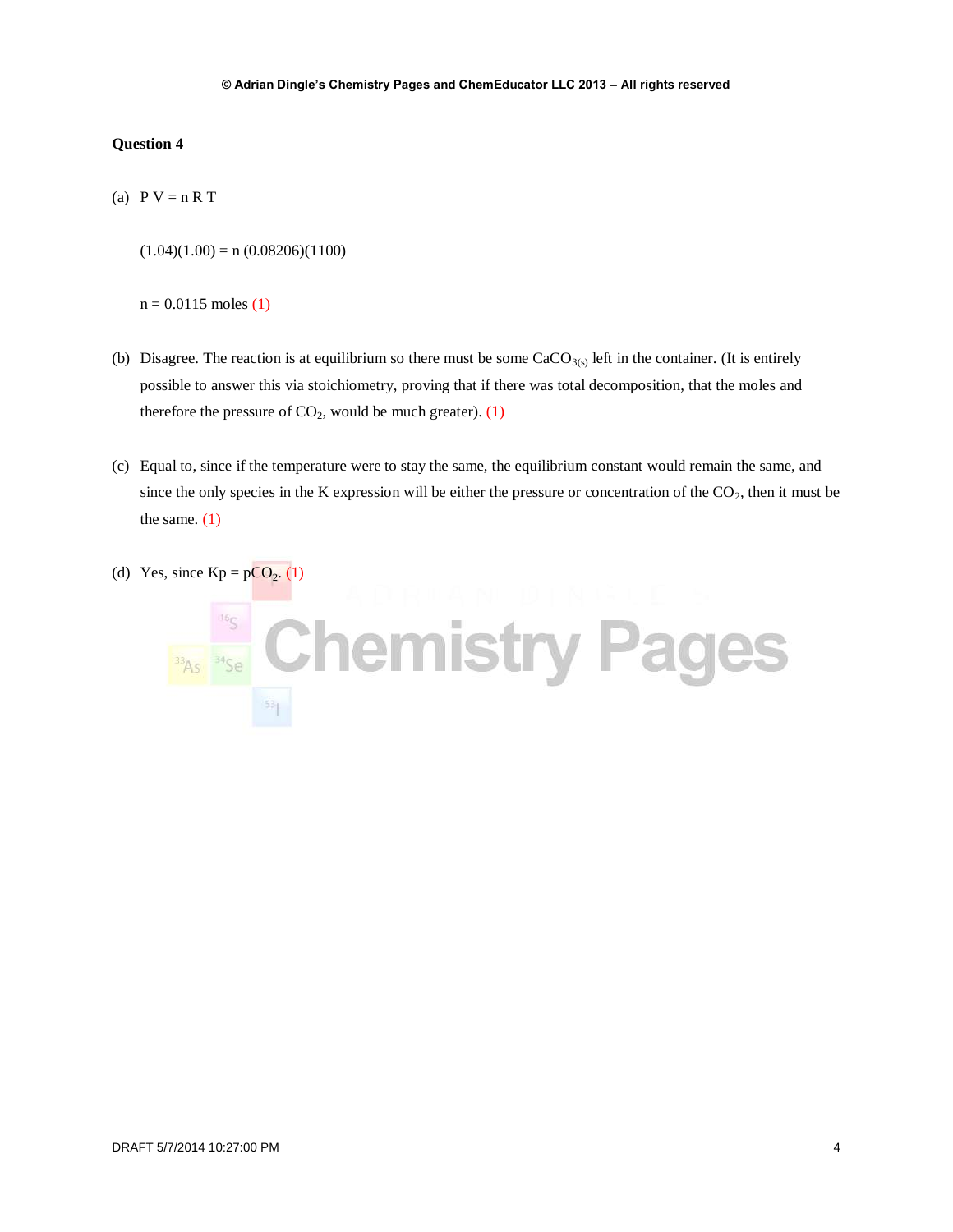**Question 4**

(a) $P V = n R T$

$(1.04)(1.00) = n\ (0.08206)(1100)$

$n = 0.0115$ moles (1)

(b) Disagree. The reaction is at equilibrium so there must be some $CaCO_{3(s)}$ left in the container. (It is entirely possible to answer this via stoichiometry, proving that if there was total decomposition, that the moles and therefore the pressure of $CO_2$, would be much greater). (1)

(c) Equal to, since if the temperature were to stay the same, the equilibrium constant would remain the same, and since the only species in the K expression will be either the pressure or concentration of the $CO_2$, then it must be the same. (1)

(d) Yes, since $K_p = pCO_2$. (1)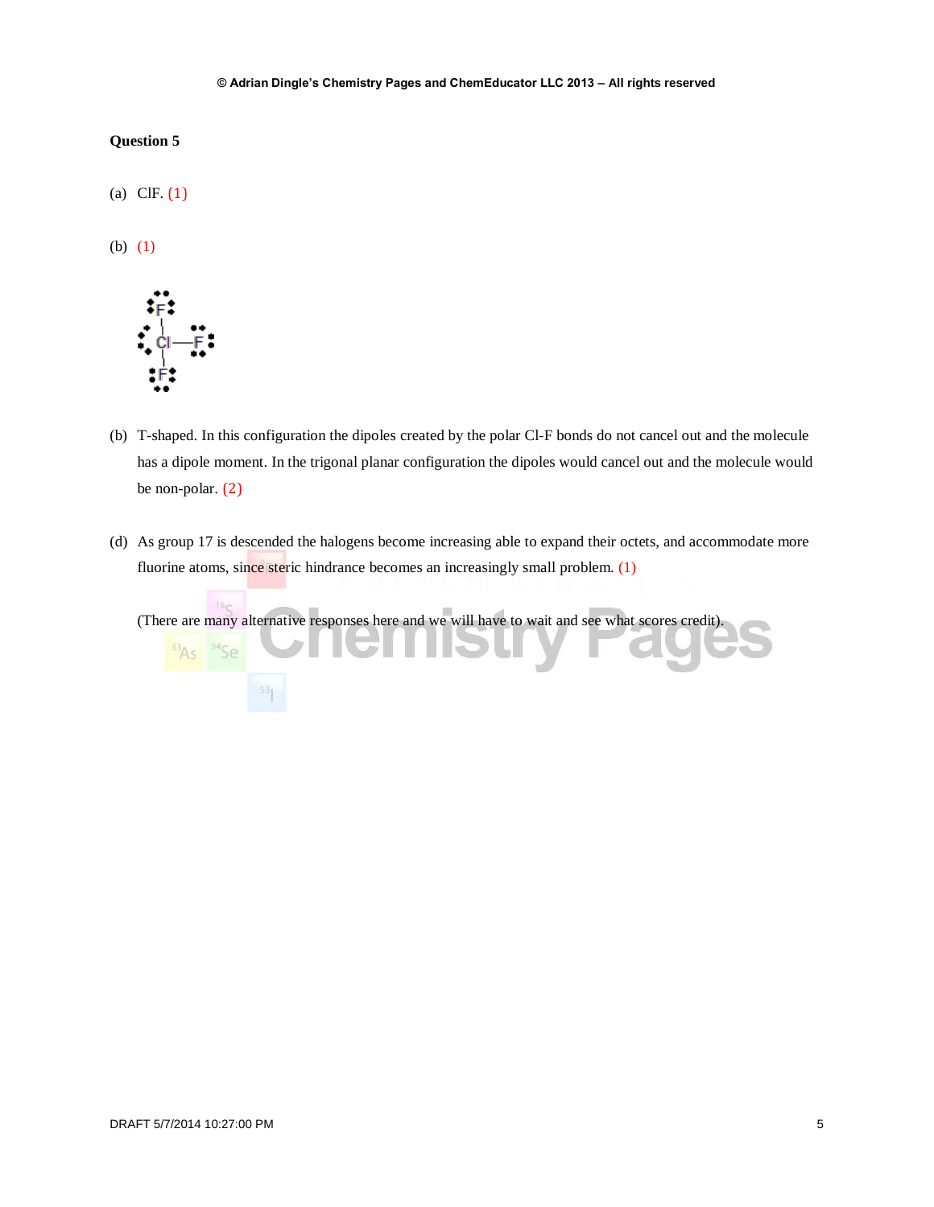**Question 5**

(a) ClF. (1)

(b) (1)

(b) T-shaped. In this configuration the dipoles created by the polar Cl-F bonds do not cancel out and the molecule has a dipole moment. In the trigonal planar configuration the dipoles would cancel out and the molecule would be non-polar. (2)

(d) As group 17 is descended the halogens become increasing able to expand their octets, and accommodate more fluorine atoms, since steric hindrance becomes an increasingly small problem. (1)

(There are many alternative responses here and we will have to wait and see what scores credit).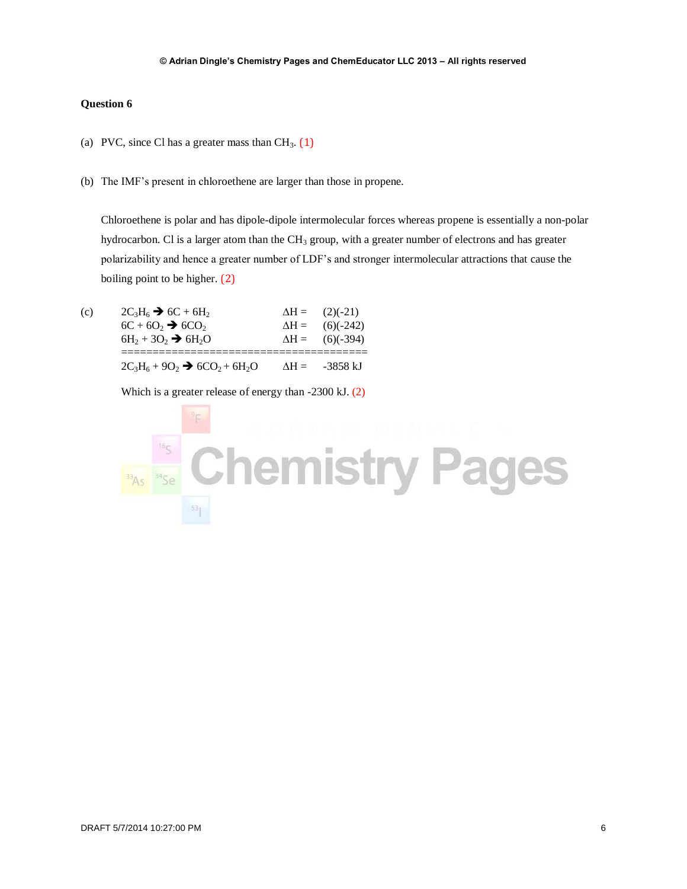**Question 6**

(a) PVC, since Cl has a greater mass than $CH_3$. (1)

(b) The IMF's present in chloroethene are larger than those in propene.

Chloroethene is polar and has dipole-dipole intermolecular forces whereas propene is essentially a non-polar hydrocarbon. Cl is a larger atom than the $CH_3$ group, with a greater number of electrons and has greater polarizability and hence a greater number of LDF's and stronger intermolecular attractions that cause the boiling point to be higher. (2)

(c)

| | | |
|---|---|---|
| $2C_3H_6 \rightarrow 6C + 6H_2$ | $\Delta H =$ | (2)(-21) |
| $6C + 6O_2 \rightarrow 6CO_2$ | $\Delta H =$ | (6)(-242) |
| $6H_2 + 3O_2 \rightarrow 6H_2O$ | $\Delta H =$ | (6)(-394) |
| ====================================== | | |
| $2C_3H_6 + 9O_2 \rightarrow 6CO_2 + 6H_2O$ | $\Delta H =$ | -3858 kJ |

Which is a greater release of energy than -2300 kJ. (2)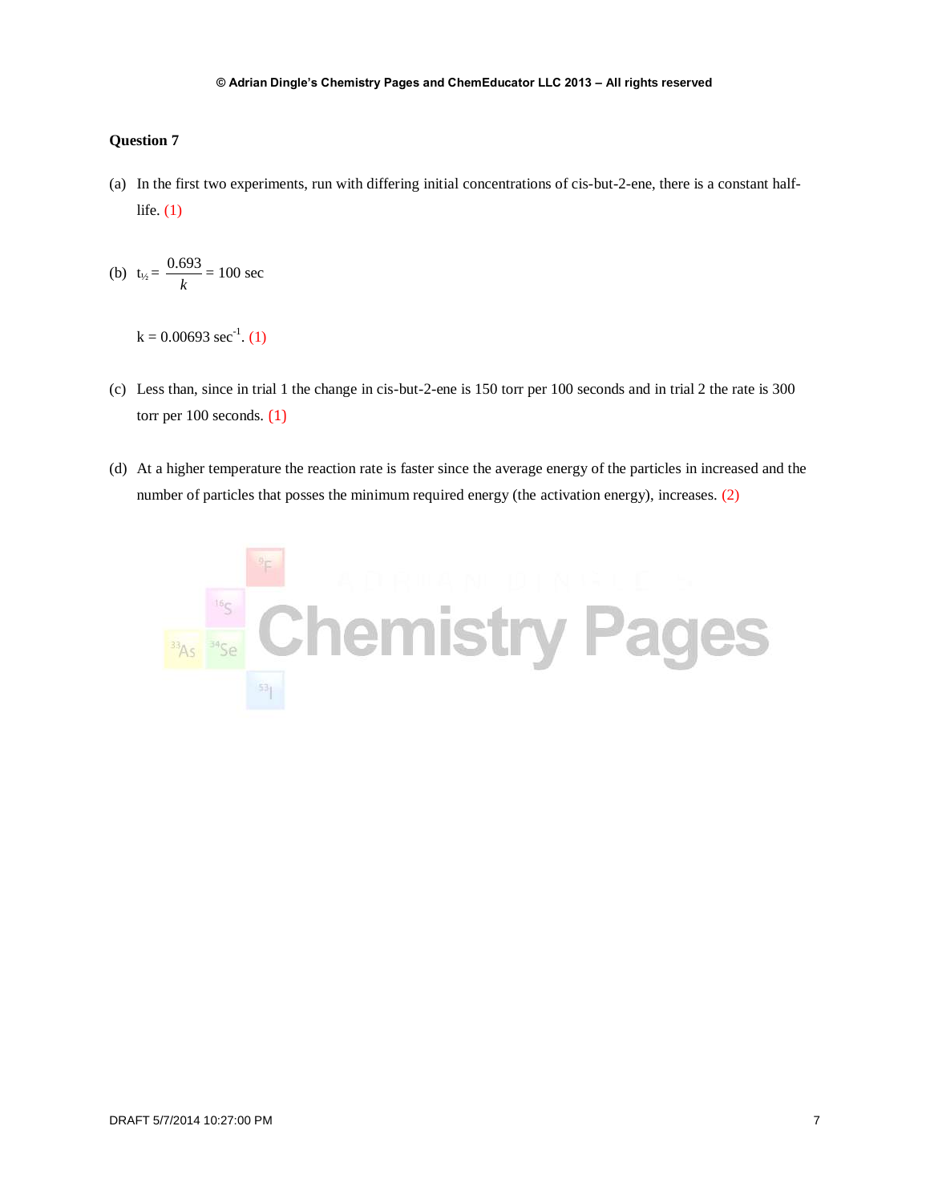**Question 7**

(a) In the first two experiments, run with differing initial concentrations of cis-but-2-ene, there is a constant half-life. (1)

(b) $t_{½} = \dfrac{0.693}{k} = 100$ sec

$k = 0.00693\ sec^{-1}$. (1)

(c) Less than, since in trial 1 the change in cis-but-2-ene is 150 torr per 100 seconds and in trial 2 the rate is 300 torr per 100 seconds. (1)

(d) At a higher temperature the reaction rate is faster since the average energy of the particles in increased and the number of particles that posses the minimum required energy (the activation energy), increases. (2)